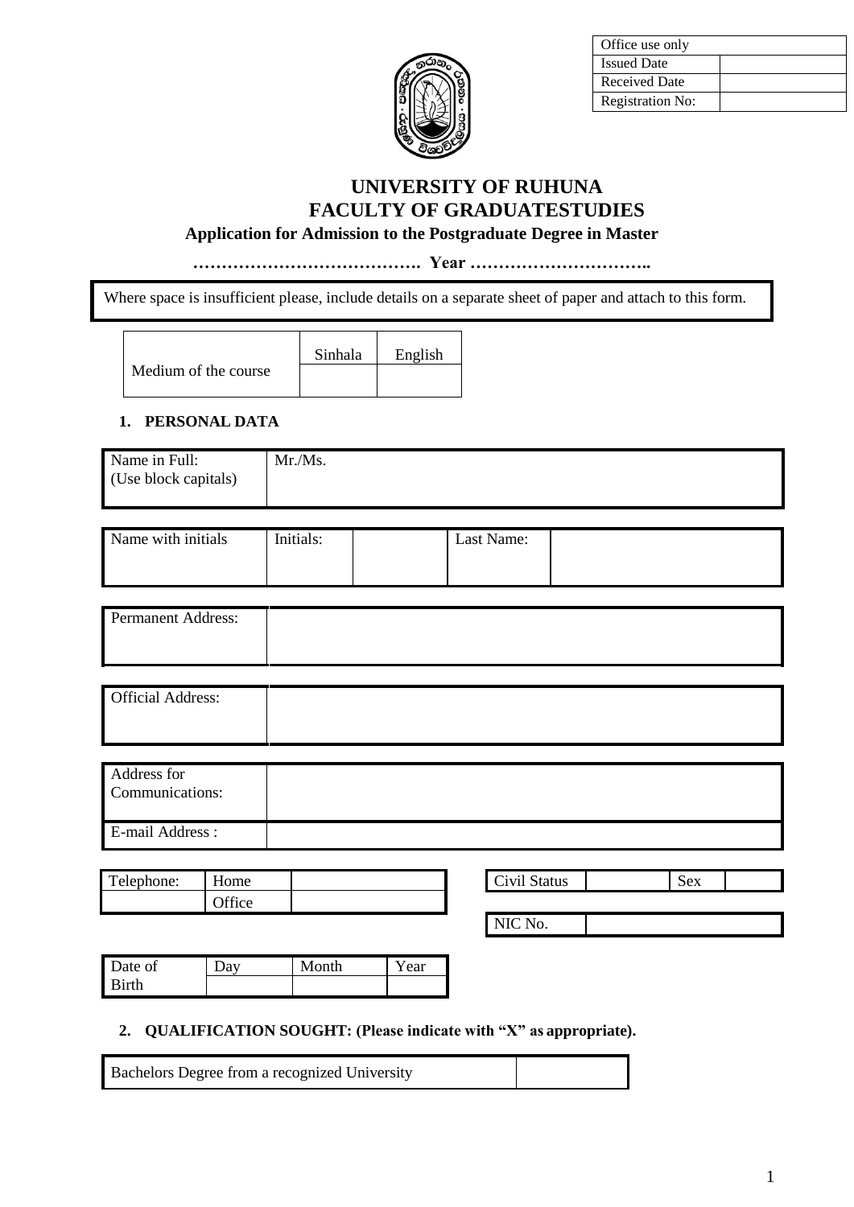| Office use only | |
| --- | --- |
| Issued Date | |
| Received Date | |
| Registration No: | |

# UNIVERSITY OF RUHUNA
# FACULTY OF GRADUATESTUDIES

### Application for Admission to the Postgraduate Degree in Master

**…………………………………. Year …………………………..**

Where space is insufficient please, include details on a separate sheet of paper and attach to this form.

| Medium of the course | Sinhala | English |
| --- | --- | --- |
| | | |

## 1. PERSONAL DATA

| Name in Full: (Use block capitals) | Mr./Ms. |
| --- | --- |

| Name with initials | Initials: | | Last Name: | |
| --- | --- | --- | --- | --- |

| Permanent Address: | |
| --- | --- |

| Official Address: | |
| --- | --- |

| Address for Communications: | |
| --- | --- |
| E-mail Address : | |

| Telephone: | Home | |
| --- | --- | --- |
| | Office | |

| Civil Status | | Sex | |
| --- | --- | --- | --- |

| NIC No. | |
| --- | --- |

| Date of Birth | Day | Month | Year |
| --- | --- | --- | --- |
| | | | |

## 2. QUALIFICATION SOUGHT: (Please indicate with "X" as appropriate).

| Bachelors Degree from a recognized University | |
| --- | --- |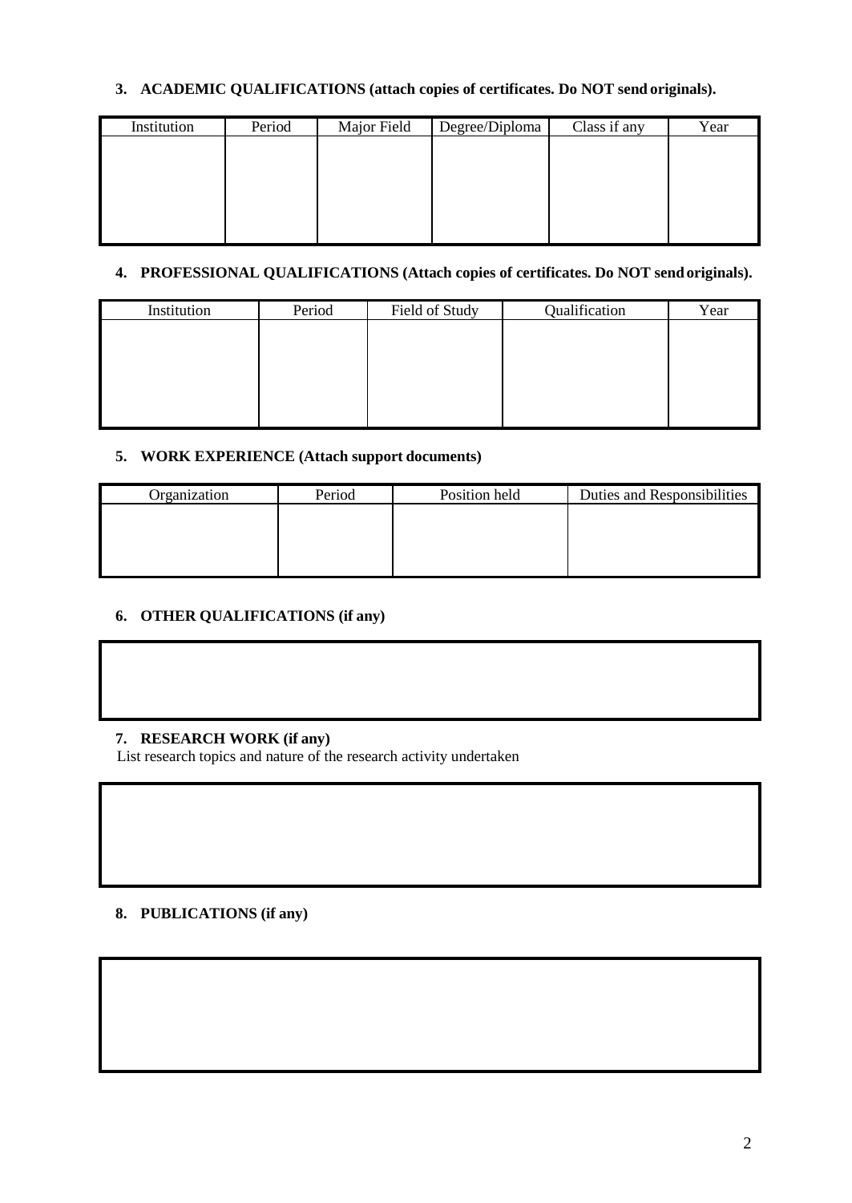**3. ACADEMIC QUALIFICATIONS (attach copies of certificates. Do NOT send originals).**

| Institution | Period | Major Field | Degree/Diploma | Class if any | Year |
|---|---|---|---|---|---|
| | | | | | |

**4. PROFESSIONAL QUALIFICATIONS (Attach copies of certificates. Do NOT send originals).**

| Institution | Period | Field of Study | Qualification | Year |
|---|---|---|---|---|
| | | | | |

**5. WORK EXPERIENCE (Attach support documents)**

| Organization | Period | Position held | Duties and Responsibilities |
|---|---|---|---|
| | | | |

**6. OTHER QUALIFICATIONS (if any)**

**7. RESEARCH WORK (if any)**

List research topics and nature of the research activity undertaken

**8. PUBLICATIONS (if any)**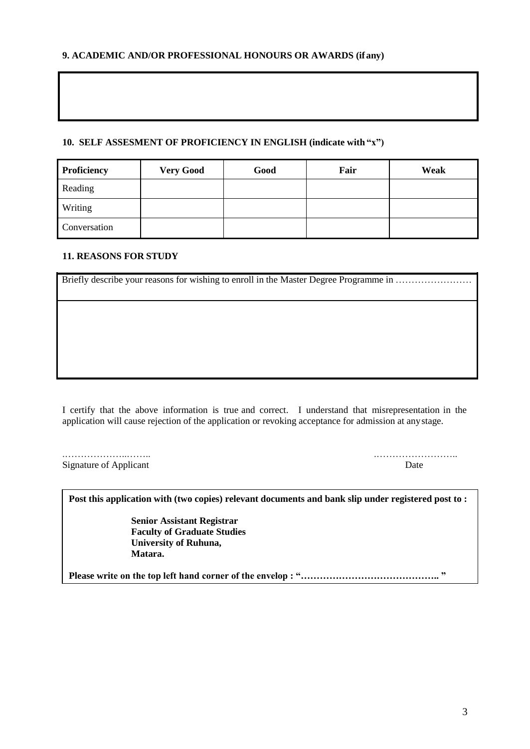**9. ACADEMIC AND/OR PROFESSIONAL HONOURS OR AWARDS (if any)**

**10. SELF ASSESMENT OF PROFICIENCY IN ENGLISH (indicate with "x")**

| Proficiency | Very Good | Good | Fair | Weak |
|---|---|---|---|---|
| Reading | | | | |
| Writing | | | | |
| Conversation | | | | |

**11. REASONS FOR STUDY**

Briefly describe your reasons for wishing to enroll in the Master Degree Programme in ……………………

I certify that the above information is true and correct. I understand that misrepresentation in the application will cause rejection of the application or revoking acceptance for admission at any stage.

………………..…….. ……………………..
Signature of Applicant Date

**Post this application with (two copies) relevant documents and bank slip under registered post to :**

**Senior Assistant Registrar**
**Faculty of Graduate Studies**
**University of Ruhuna,**
**Matara.**

**Please write on the top left hand corner of the envelop : "…………………………………….. "**